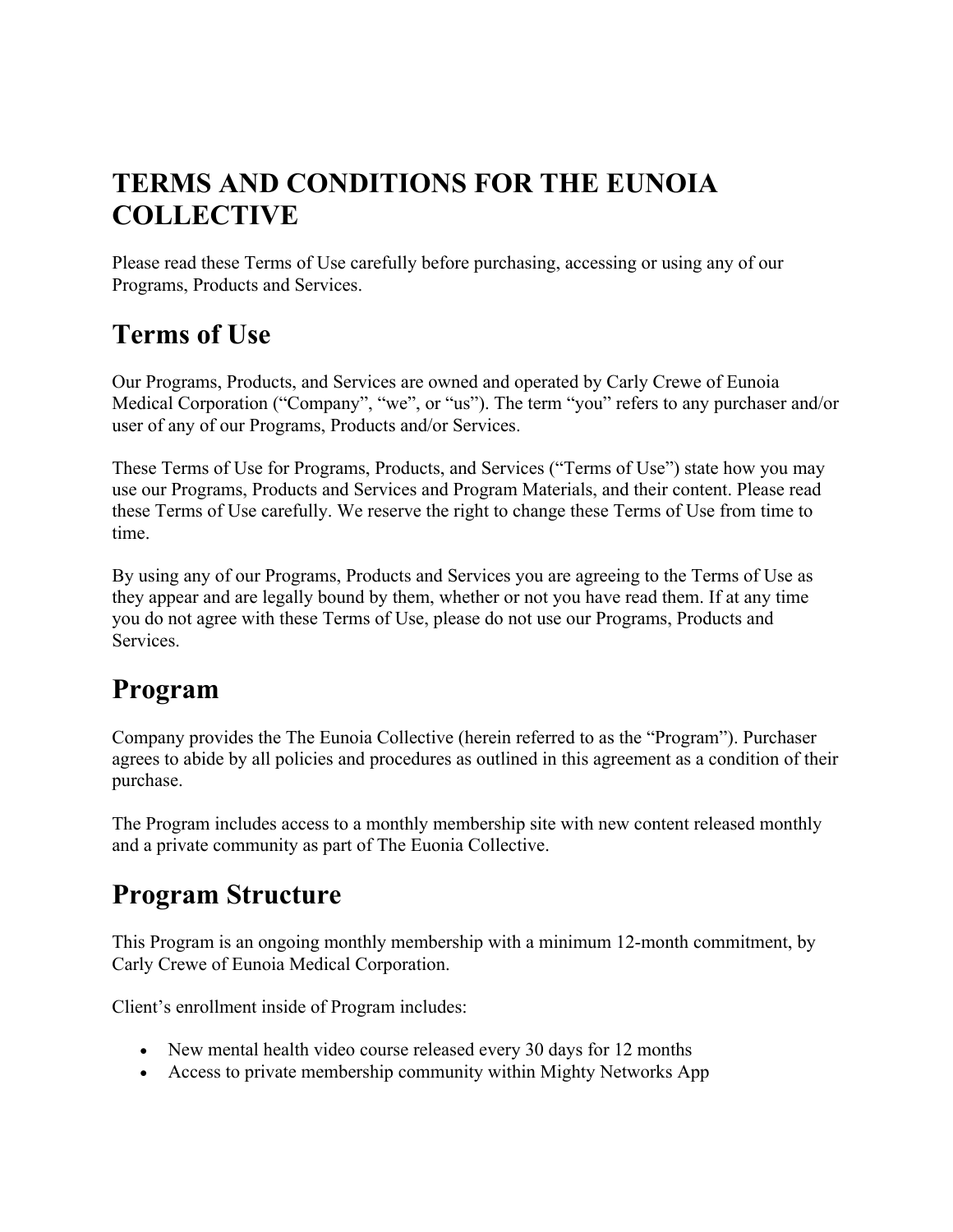# TERMS AND CONDITIONS FOR THE EUNOIA COLLECTIVE

Please read these Terms of Use carefully before purchasing, accessing or using any of our Programs, Products and Services.

## Terms of Use

Our Programs, Products, and Services are owned and operated by Carly Crewe of Eunoia Medical Corporation ("Company", "we", or "us"). The term "you" refers to any purchaser and/or user of any of our Programs, Products and/or Services.

These Terms of Use for Programs, Products, and Services ("Terms of Use") state how you may use our Programs, Products and Services and Program Materials, and their content. Please read these Terms of Use carefully. We reserve the right to change these Terms of Use from time to time.

By using any of our Programs, Products and Services you are agreeing to the Terms of Use as they appear and are legally bound by them, whether or not you have read them. If at any time you do not agree with these Terms of Use, please do not use our Programs, Products and Services.

## Program

Company provides the The Eunoia Collective (herein referred to as the "Program"). Purchaser agrees to abide by all policies and procedures as outlined in this agreement as a condition of their purchase.

The Program includes access to a monthly membership site with new content released monthly and a private community as part of The Euonia Collective.

## Program Structure

This Program is an ongoing monthly membership with a minimum 12-month commitment, by Carly Crewe of Eunoia Medical Corporation.

Client's enrollment inside of Program includes:

- New mental health video course released every 30 days for 12 months
- Access to private membership community within Mighty Networks App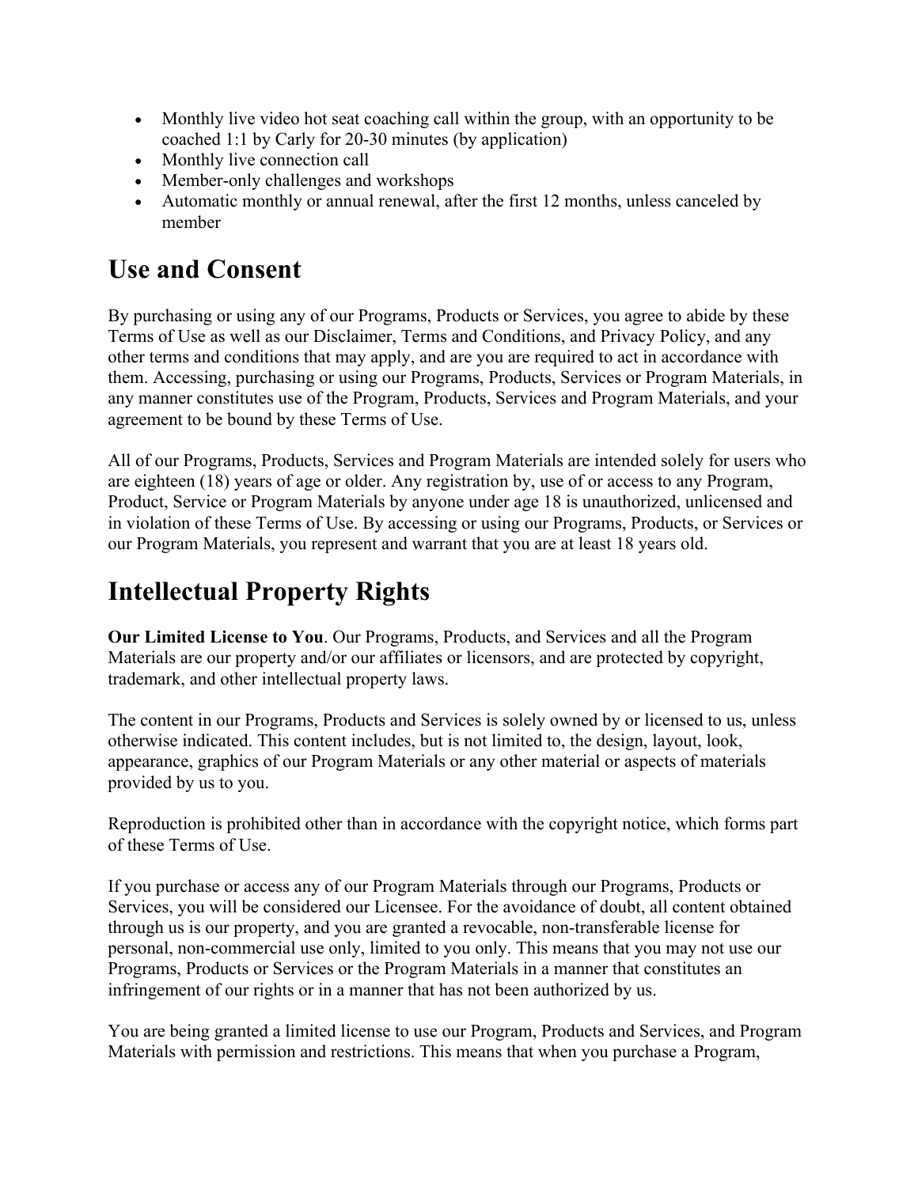- Monthly live video hot seat coaching call within the group, with an opportunity to be coached 1:1 by Carly for 20-30 minutes (by application)
- Monthly live connection call
- Member-only challenges and workshops
- Automatic monthly or annual renewal, after the first 12 months, unless canceled by member

# Use and Consent

By purchasing or using any of our Programs, Products or Services, you agree to abide by these Terms of Use as well as our Disclaimer, Terms and Conditions, and Privacy Policy, and any other terms and conditions that may apply, and are you are required to act in accordance with them. Accessing, purchasing or using our Programs, Products, Services or Program Materials, in any manner constitutes use of the Program, Products, Services and Program Materials, and your agreement to be bound by these Terms of Use.

All of our Programs, Products, Services and Program Materials are intended solely for users who are eighteen (18) years of age or older. Any registration by, use of or access to any Program, Product, Service or Program Materials by anyone under age 18 is unauthorized, unlicensed and in violation of these Terms of Use. By accessing or using our Programs, Products, or Services or our Program Materials, you represent and warrant that you are at least 18 years old.

# Intellectual Property Rights

**Our Limited License to You**. Our Programs, Products, and Services and all the Program Materials are our property and/or our affiliates or licensors, and are protected by copyright, trademark, and other intellectual property laws.

The content in our Programs, Products and Services is solely owned by or licensed to us, unless otherwise indicated. This content includes, but is not limited to, the design, layout, look, appearance, graphics of our Program Materials or any other material or aspects of materials provided by us to you.

Reproduction is prohibited other than in accordance with the copyright notice, which forms part of these Terms of Use.

If you purchase or access any of our Program Materials through our Programs, Products or Services, you will be considered our Licensee. For the avoidance of doubt, all content obtained through us is our property, and you are granted a revocable, non-transferable license for personal, non-commercial use only, limited to you only. This means that you may not use our Programs, Products or Services or the Program Materials in a manner that constitutes an infringement of our rights or in a manner that has not been authorized by us.

You are being granted a limited license to use our Program, Products and Services, and Program Materials with permission and restrictions. This means that when you purchase a Program,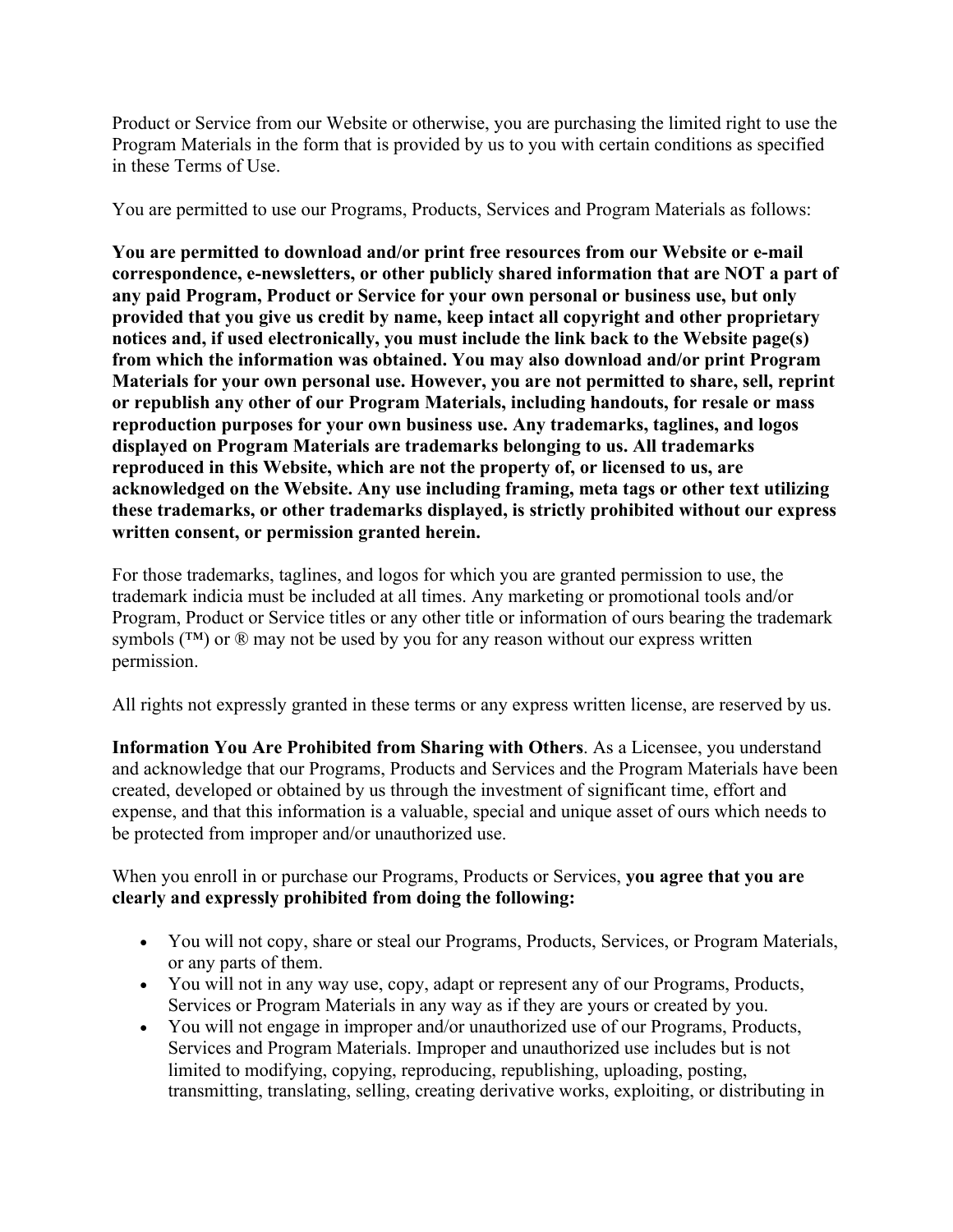Product or Service from our Website or otherwise, you are purchasing the limited right to use the Program Materials in the form that is provided by us to you with certain conditions as specified in these Terms of Use.

You are permitted to use our Programs, Products, Services and Program Materials as follows:

**You are permitted to download and/or print free resources from our Website or e-mail correspondence, e-newsletters, or other publicly shared information that are NOT a part of any paid Program, Product or Service for your own personal or business use, but only provided that you give us credit by name, keep intact all copyright and other proprietary notices and, if used electronically, you must include the link back to the Website page(s) from which the information was obtained. You may also download and/or print Program Materials for your own personal use. However, you are not permitted to share, sell, reprint or republish any other of our Program Materials, including handouts, for resale or mass reproduction purposes for your own business use. Any trademarks, taglines, and logos displayed on Program Materials are trademarks belonging to us. All trademarks reproduced in this Website, which are not the property of, or licensed to us, are acknowledged on the Website. Any use including framing, meta tags or other text utilizing these trademarks, or other trademarks displayed, is strictly prohibited without our express written consent, or permission granted herein.**

For those trademarks, taglines, and logos for which you are granted permission to use, the trademark indicia must be included at all times. Any marketing or promotional tools and/or Program, Product or Service titles or any other title or information of ours bearing the trademark symbols (™) or ® may not be used by you for any reason without our express written permission.

All rights not expressly granted in these terms or any express written license, are reserved by us.

**Information You Are Prohibited from Sharing with Others**. As a Licensee, you understand and acknowledge that our Programs, Products and Services and the Program Materials have been created, developed or obtained by us through the investment of significant time, effort and expense, and that this information is a valuable, special and unique asset of ours which needs to be protected from improper and/or unauthorized use.

When you enroll in or purchase our Programs, Products or Services, **you agree that you are clearly and expressly prohibited from doing the following:**

- You will not copy, share or steal our Programs, Products, Services, or Program Materials, or any parts of them.
- You will not in any way use, copy, adapt or represent any of our Programs, Products, Services or Program Materials in any way as if they are yours or created by you.
- You will not engage in improper and/or unauthorized use of our Programs, Products, Services and Program Materials. Improper and unauthorized use includes but is not limited to modifying, copying, reproducing, republishing, uploading, posting, transmitting, translating, selling, creating derivative works, exploiting, or distributing in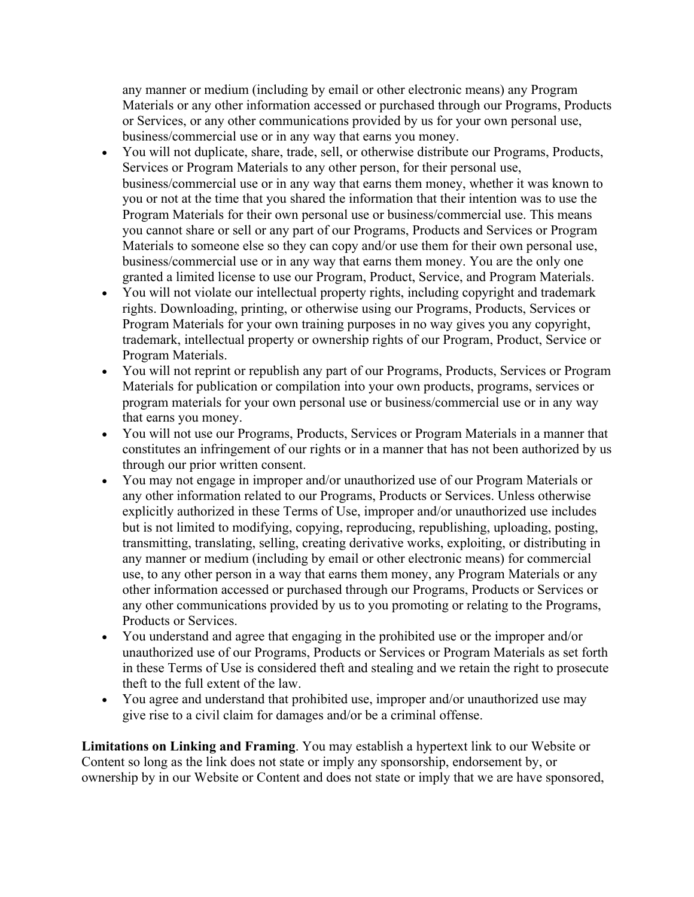any manner or medium (including by email or other electronic means) any Program Materials or any other information accessed or purchased through our Programs, Products or Services, or any other communications provided by us for your own personal use, business/commercial use or in any way that earns you money.

- You will not duplicate, share, trade, sell, or otherwise distribute our Programs, Products, Services or Program Materials to any other person, for their personal use, business/commercial use or in any way that earns them money, whether it was known to you or not at the time that you shared the information that their intention was to use the Program Materials for their own personal use or business/commercial use. This means you cannot share or sell or any part of our Programs, Products and Services or Program Materials to someone else so they can copy and/or use them for their own personal use, business/commercial use or in any way that earns them money. You are the only one granted a limited license to use our Program, Product, Service, and Program Materials.
- You will not violate our intellectual property rights, including copyright and trademark rights. Downloading, printing, or otherwise using our Programs, Products, Services or Program Materials for your own training purposes in no way gives you any copyright, trademark, intellectual property or ownership rights of our Program, Product, Service or Program Materials.
- You will not reprint or republish any part of our Programs, Products, Services or Program Materials for publication or compilation into your own products, programs, services or program materials for your own personal use or business/commercial use or in any way that earns you money.
- You will not use our Programs, Products, Services or Program Materials in a manner that constitutes an infringement of our rights or in a manner that has not been authorized by us through our prior written consent.
- You may not engage in improper and/or unauthorized use of our Program Materials or any other information related to our Programs, Products or Services. Unless otherwise explicitly authorized in these Terms of Use, improper and/or unauthorized use includes but is not limited to modifying, copying, reproducing, republishing, uploading, posting, transmitting, translating, selling, creating derivative works, exploiting, or distributing in any manner or medium (including by email or other electronic means) for commercial use, to any other person in a way that earns them money, any Program Materials or any other information accessed or purchased through our Programs, Products or Services or any other communications provided by us to you promoting or relating to the Programs, Products or Services.
- You understand and agree that engaging in the prohibited use or the improper and/or unauthorized use of our Programs, Products or Services or Program Materials as set forth in these Terms of Use is considered theft and stealing and we retain the right to prosecute theft to the full extent of the law.
- You agree and understand that prohibited use, improper and/or unauthorized use may give rise to a civil claim for damages and/or be a criminal offense.

**Limitations on Linking and Framing**. You may establish a hypertext link to our Website or Content so long as the link does not state or imply any sponsorship, endorsement by, or ownership by in our Website or Content and does not state or imply that we are have sponsored,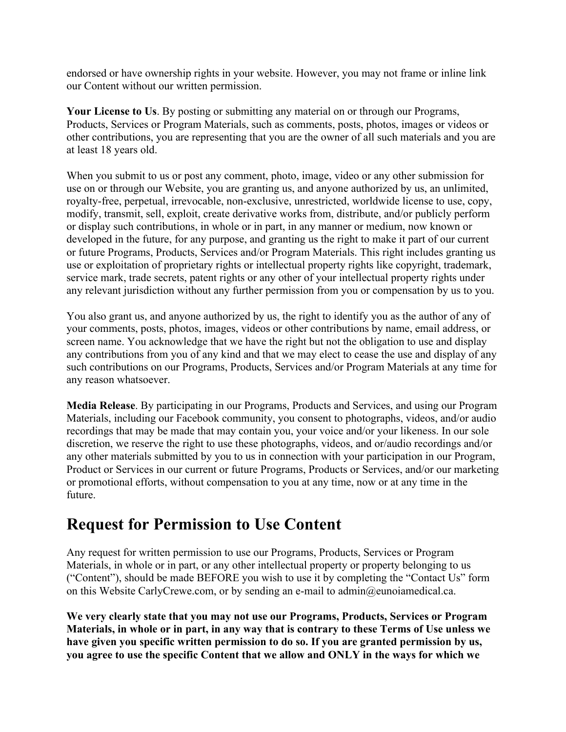endorsed or have ownership rights in your website. However, you may not frame or inline link our Content without our written permission.

**Your License to Us**. By posting or submitting any material on or through our Programs, Products, Services or Program Materials, such as comments, posts, photos, images or videos or other contributions, you are representing that you are the owner of all such materials and you are at least 18 years old.

When you submit to us or post any comment, photo, image, video or any other submission for use on or through our Website, you are granting us, and anyone authorized by us, an unlimited, royalty-free, perpetual, irrevocable, non-exclusive, unrestricted, worldwide license to use, copy, modify, transmit, sell, exploit, create derivative works from, distribute, and/or publicly perform or display such contributions, in whole or in part, in any manner or medium, now known or developed in the future, for any purpose, and granting us the right to make it part of our current or future Programs, Products, Services and/or Program Materials. This right includes granting us use or exploitation of proprietary rights or intellectual property rights like copyright, trademark, service mark, trade secrets, patent rights or any other of your intellectual property rights under any relevant jurisdiction without any further permission from you or compensation by us to you.

You also grant us, and anyone authorized by us, the right to identify you as the author of any of your comments, posts, photos, images, videos or other contributions by name, email address, or screen name. You acknowledge that we have the right but not the obligation to use and display any contributions from you of any kind and that we may elect to cease the use and display of any such contributions on our Programs, Products, Services and/or Program Materials at any time for any reason whatsoever.

**Media Release**. By participating in our Programs, Products and Services, and using our Program Materials, including our Facebook community, you consent to photographs, videos, and/or audio recordings that may be made that may contain you, your voice and/or your likeness. In our sole discretion, we reserve the right to use these photographs, videos, and or/audio recordings and/or any other materials submitted by you to us in connection with your participation in our Program, Product or Services in our current or future Programs, Products or Services, and/or our marketing or promotional efforts, without compensation to you at any time, now or at any time in the future.

# Request for Permission to Use Content

Any request for written permission to use our Programs, Products, Services or Program Materials, in whole or in part, or any other intellectual property or property belonging to us ("Content"), should be made BEFORE you wish to use it by completing the "Contact Us" form on this Website CarlyCrewe.com, or by sending an e-mail to admin@eunoiamedical.ca.

**We very clearly state that you may not use our Programs, Products, Services or Program Materials, in whole or in part, in any way that is contrary to these Terms of Use unless we have given you specific written permission to do so. If you are granted permission by us, you agree to use the specific Content that we allow and ONLY in the ways for which we**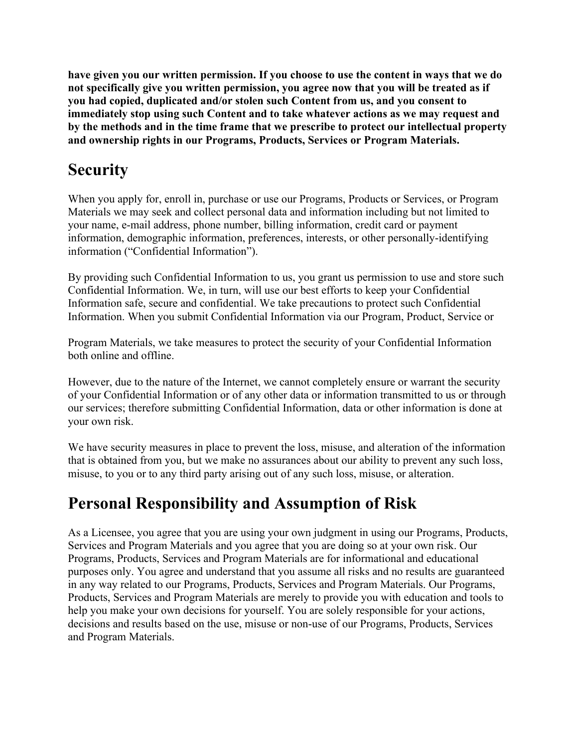**have given you our written permission. If you choose to use the content in ways that we do not specifically give you written permission, you agree now that you will be treated as if you had copied, duplicated and/or stolen such Content from us, and you consent to immediately stop using such Content and to take whatever actions as we may request and by the methods and in the time frame that we prescribe to protect our intellectual property and ownership rights in our Programs, Products, Services or Program Materials.**

# Security

When you apply for, enroll in, purchase or use our Programs, Products or Services, or Program Materials we may seek and collect personal data and information including but not limited to your name, e-mail address, phone number, billing information, credit card or payment information, demographic information, preferences, interests, or other personally-identifying information ("Confidential Information").

By providing such Confidential Information to us, you grant us permission to use and store such Confidential Information. We, in turn, will use our best efforts to keep your Confidential Information safe, secure and confidential. We take precautions to protect such Confidential Information. When you submit Confidential Information via our Program, Product, Service or Program Materials, we take measures to protect the security of your Confidential Information both online and offline.

However, due to the nature of the Internet, we cannot completely ensure or warrant the security of your Confidential Information or of any other data or information transmitted to us or through our services; therefore submitting Confidential Information, data or other information is done at your own risk.

We have security measures in place to prevent the loss, misuse, and alteration of the information that is obtained from you, but we make no assurances about our ability to prevent any such loss, misuse, to you or to any third party arising out of any such loss, misuse, or alteration.

# Personal Responsibility and Assumption of Risk

As a Licensee, you agree that you are using your own judgment in using our Programs, Products, Services and Program Materials and you agree that you are doing so at your own risk. Our Programs, Products, Services and Program Materials are for informational and educational purposes only. You agree and understand that you assume all risks and no results are guaranteed in any way related to our Programs, Products, Services and Program Materials. Our Programs, Products, Services and Program Materials are merely to provide you with education and tools to help you make your own decisions for yourself. You are solely responsible for your actions, decisions and results based on the use, misuse or non-use of our Programs, Products, Services and Program Materials.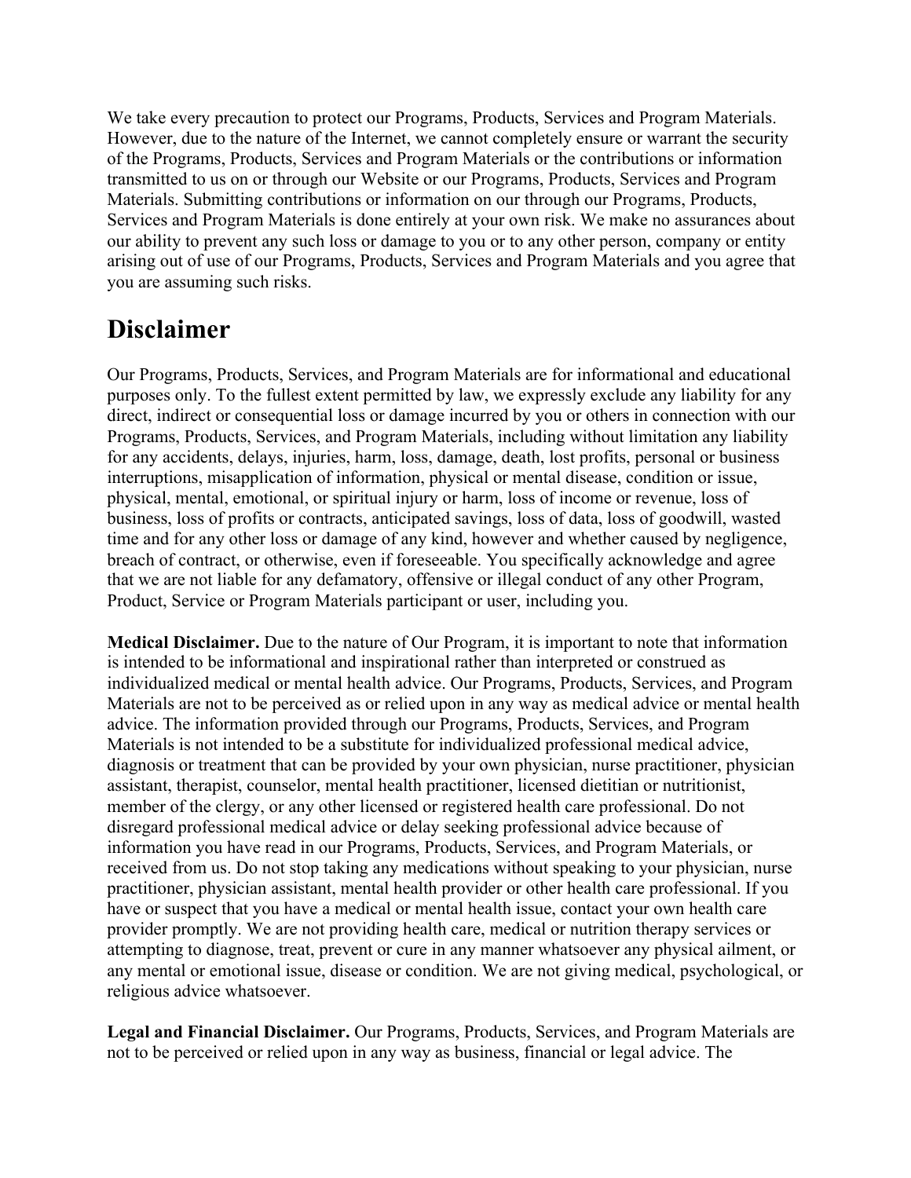We take every precaution to protect our Programs, Products, Services and Program Materials. However, due to the nature of the Internet, we cannot completely ensure or warrant the security of the Programs, Products, Services and Program Materials or the contributions or information transmitted to us on or through our Website or our Programs, Products, Services and Program Materials. Submitting contributions or information on our through our Programs, Products, Services and Program Materials is done entirely at your own risk. We make no assurances about our ability to prevent any such loss or damage to you or to any other person, company or entity arising out of use of our Programs, Products, Services and Program Materials and you agree that you are assuming such risks.

# Disclaimer

Our Programs, Products, Services, and Program Materials are for informational and educational purposes only. To the fullest extent permitted by law, we expressly exclude any liability for any direct, indirect or consequential loss or damage incurred by you or others in connection with our Programs, Products, Services, and Program Materials, including without limitation any liability for any accidents, delays, injuries, harm, loss, damage, death, lost profits, personal or business interruptions, misapplication of information, physical or mental disease, condition or issue, physical, mental, emotional, or spiritual injury or harm, loss of income or revenue, loss of business, loss of profits or contracts, anticipated savings, loss of data, loss of goodwill, wasted time and for any other loss or damage of any kind, however and whether caused by negligence, breach of contract, or otherwise, even if foreseeable. You specifically acknowledge and agree that we are not liable for any defamatory, offensive or illegal conduct of any other Program, Product, Service or Program Materials participant or user, including you.

**Medical Disclaimer.** Due to the nature of Our Program, it is important to note that information is intended to be informational and inspirational rather than interpreted or construed as individualized medical or mental health advice. Our Programs, Products, Services, and Program Materials are not to be perceived as or relied upon in any way as medical advice or mental health advice. The information provided through our Programs, Products, Services, and Program Materials is not intended to be a substitute for individualized professional medical advice, diagnosis or treatment that can be provided by your own physician, nurse practitioner, physician assistant, therapist, counselor, mental health practitioner, licensed dietitian or nutritionist, member of the clergy, or any other licensed or registered health care professional. Do not disregard professional medical advice or delay seeking professional advice because of information you have read in our Programs, Products, Services, and Program Materials, or received from us. Do not stop taking any medications without speaking to your physician, nurse practitioner, physician assistant, mental health provider or other health care professional. If you have or suspect that you have a medical or mental health issue, contact your own health care provider promptly. We are not providing health care, medical or nutrition therapy services or attempting to diagnose, treat, prevent or cure in any manner whatsoever any physical ailment, or any mental or emotional issue, disease or condition. We are not giving medical, psychological, or religious advice whatsoever.

**Legal and Financial Disclaimer.** Our Programs, Products, Services, and Program Materials are not to be perceived or relied upon in any way as business, financial or legal advice. The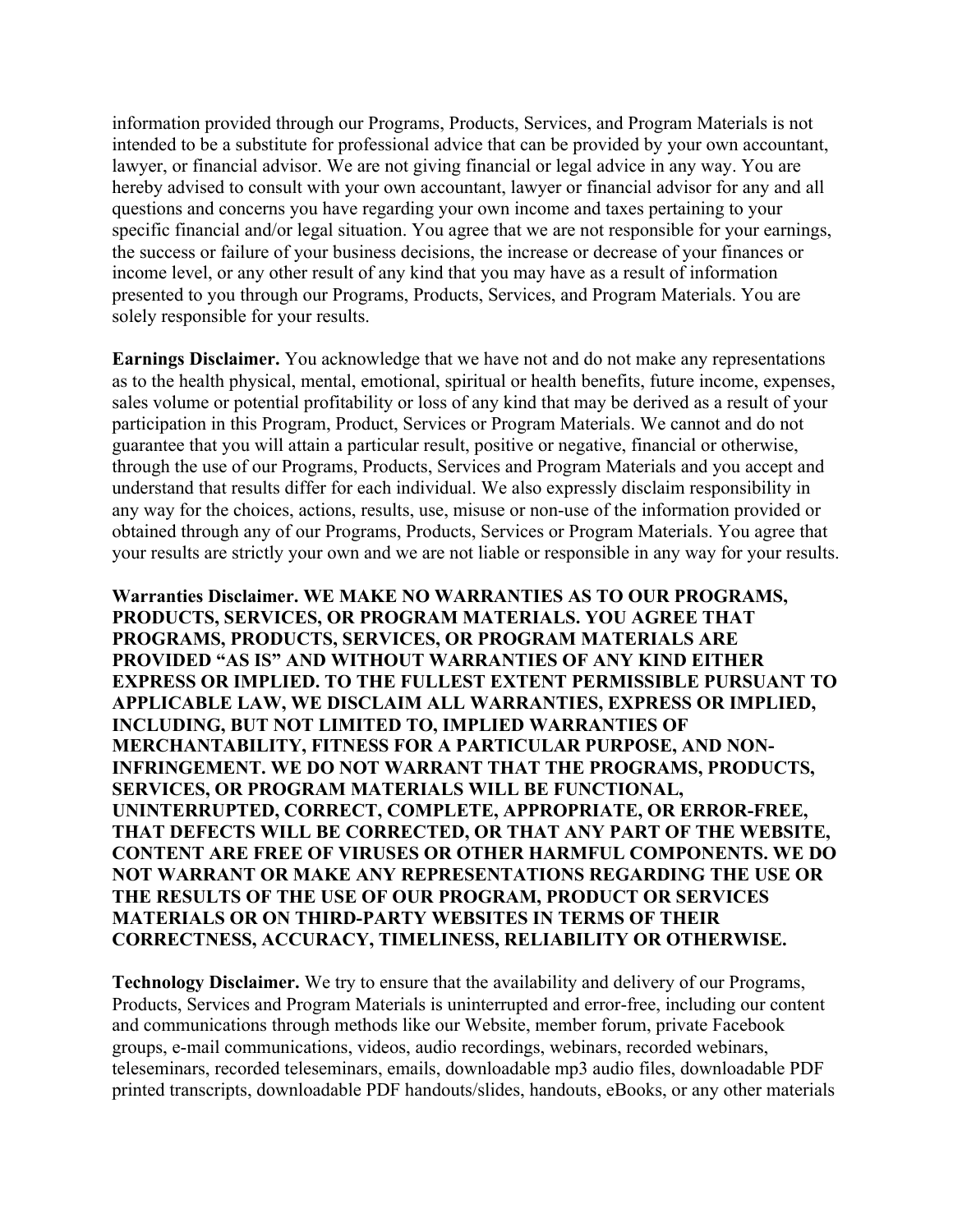information provided through our Programs, Products, Services, and Program Materials is not intended to be a substitute for professional advice that can be provided by your own accountant, lawyer, or financial advisor. We are not giving financial or legal advice in any way. You are hereby advised to consult with your own accountant, lawyer or financial advisor for any and all questions and concerns you have regarding your own income and taxes pertaining to your specific financial and/or legal situation. You agree that we are not responsible for your earnings, the success or failure of your business decisions, the increase or decrease of your finances or income level, or any other result of any kind that you may have as a result of information presented to you through our Programs, Products, Services, and Program Materials. You are solely responsible for your results.

**Earnings Disclaimer.** You acknowledge that we have not and do not make any representations as to the health physical, mental, emotional, spiritual or health benefits, future income, expenses, sales volume or potential profitability or loss of any kind that may be derived as a result of your participation in this Program, Product, Services or Program Materials. We cannot and do not guarantee that you will attain a particular result, positive or negative, financial or otherwise, through the use of our Programs, Products, Services and Program Materials and you accept and understand that results differ for each individual. We also expressly disclaim responsibility in any way for the choices, actions, results, use, misuse or non-use of the information provided or obtained through any of our Programs, Products, Services or Program Materials. You agree that your results are strictly your own and we are not liable or responsible in any way for your results.

**Warranties Disclaimer. WE MAKE NO WARRANTIES AS TO OUR PROGRAMS, PRODUCTS, SERVICES, OR PROGRAM MATERIALS. YOU AGREE THAT PROGRAMS, PRODUCTS, SERVICES, OR PROGRAM MATERIALS ARE PROVIDED "AS IS" AND WITHOUT WARRANTIES OF ANY KIND EITHER EXPRESS OR IMPLIED. TO THE FULLEST EXTENT PERMISSIBLE PURSUANT TO APPLICABLE LAW, WE DISCLAIM ALL WARRANTIES, EXPRESS OR IMPLIED, INCLUDING, BUT NOT LIMITED TO, IMPLIED WARRANTIES OF MERCHANTABILITY, FITNESS FOR A PARTICULAR PURPOSE, AND NON-INFRINGEMENT. WE DO NOT WARRANT THAT THE PROGRAMS, PRODUCTS, SERVICES, OR PROGRAM MATERIALS WILL BE FUNCTIONAL, UNINTERRUPTED, CORRECT, COMPLETE, APPROPRIATE, OR ERROR-FREE, THAT DEFECTS WILL BE CORRECTED, OR THAT ANY PART OF THE WEBSITE, CONTENT ARE FREE OF VIRUSES OR OTHER HARMFUL COMPONENTS. WE DO NOT WARRANT OR MAKE ANY REPRESENTATIONS REGARDING THE USE OR THE RESULTS OF THE USE OF OUR PROGRAM, PRODUCT OR SERVICES MATERIALS OR ON THIRD-PARTY WEBSITES IN TERMS OF THEIR CORRECTNESS, ACCURACY, TIMELINESS, RELIABILITY OR OTHERWISE.**

**Technology Disclaimer.** We try to ensure that the availability and delivery of our Programs, Products, Services and Program Materials is uninterrupted and error-free, including our content and communications through methods like our Website, member forum, private Facebook groups, e-mail communications, videos, audio recordings, webinars, recorded webinars, teleseminars, recorded teleseminars, emails, downloadable mp3 audio files, downloadable PDF printed transcripts, downloadable PDF handouts/slides, handouts, eBooks, or any other materials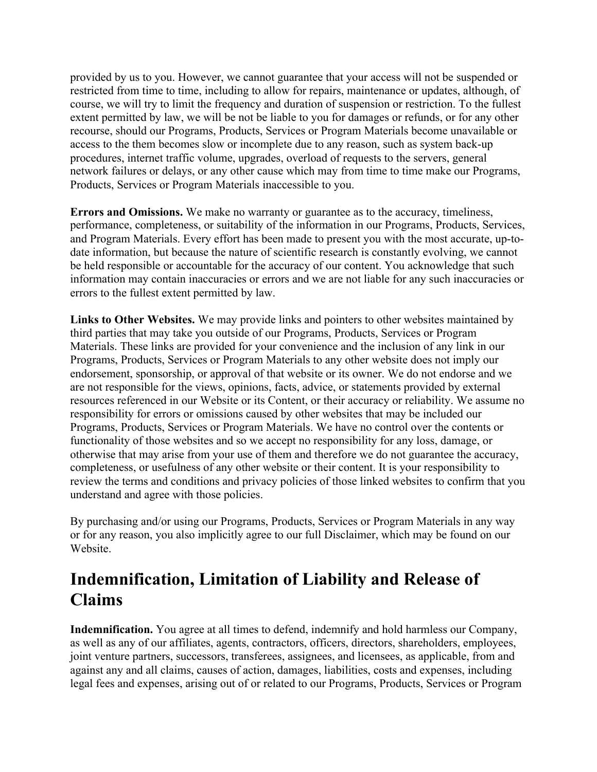provided by us to you. However, we cannot guarantee that your access will not be suspended or restricted from time to time, including to allow for repairs, maintenance or updates, although, of course, we will try to limit the frequency and duration of suspension or restriction. To the fullest extent permitted by law, we will be not be liable to you for damages or refunds, or for any other recourse, should our Programs, Products, Services or Program Materials become unavailable or access to the them becomes slow or incomplete due to any reason, such as system back-up procedures, internet traffic volume, upgrades, overload of requests to the servers, general network failures or delays, or any other cause which may from time to time make our Programs, Products, Services or Program Materials inaccessible to you.

**Errors and Omissions.** We make no warranty or guarantee as to the accuracy, timeliness, performance, completeness, or suitability of the information in our Programs, Products, Services, and Program Materials. Every effort has been made to present you with the most accurate, up-to-date information, but because the nature of scientific research is constantly evolving, we cannot be held responsible or accountable for the accuracy of our content. You acknowledge that such information may contain inaccuracies or errors and we are not liable for any such inaccuracies or errors to the fullest extent permitted by law.

**Links to Other Websites.** We may provide links and pointers to other websites maintained by third parties that may take you outside of our Programs, Products, Services or Program Materials. These links are provided for your convenience and the inclusion of any link in our Programs, Products, Services or Program Materials to any other website does not imply our endorsement, sponsorship, or approval of that website or its owner. We do not endorse and we are not responsible for the views, opinions, facts, advice, or statements provided by external resources referenced in our Website or its Content, or their accuracy or reliability. We assume no responsibility for errors or omissions caused by other websites that may be included our Programs, Products, Services or Program Materials. We have no control over the contents or functionality of those websites and so we accept no responsibility for any loss, damage, or otherwise that may arise from your use of them and therefore we do not guarantee the accuracy, completeness, or usefulness of any other website or their content. It is your responsibility to review the terms and conditions and privacy policies of those linked websites to confirm that you understand and agree with those policies.

By purchasing and/or using our Programs, Products, Services or Program Materials in any way or for any reason, you also implicitly agree to our full Disclaimer, which may be found on our Website.

## Indemnification, Limitation of Liability and Release of Claims

**Indemnification.** You agree at all times to defend, indemnify and hold harmless our Company, as well as any of our affiliates, agents, contractors, officers, directors, shareholders, employees, joint venture partners, successors, transferees, assignees, and licensees, as applicable, from and against any and all claims, causes of action, damages, liabilities, costs and expenses, including legal fees and expenses, arising out of or related to our Programs, Products, Services or Program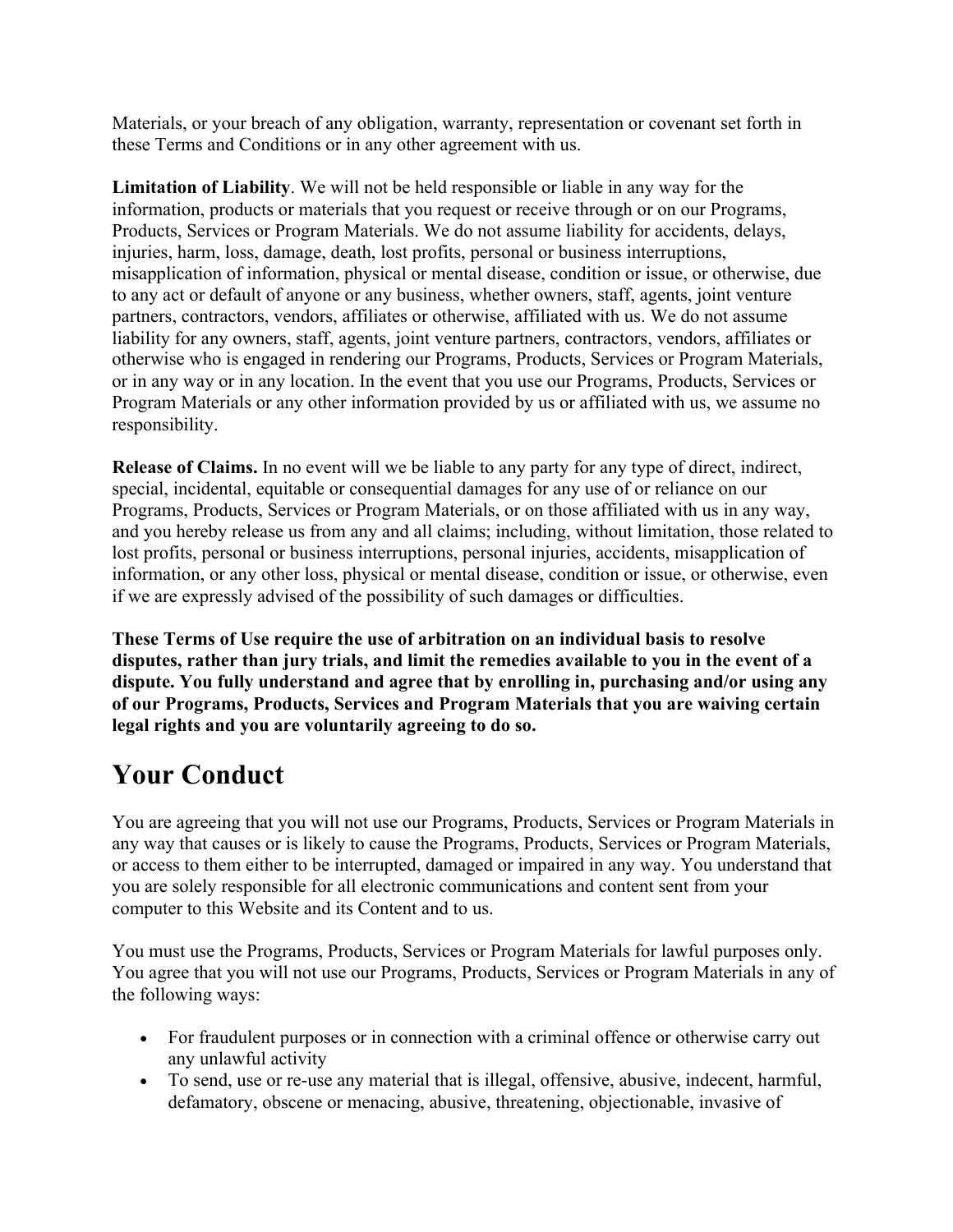Materials, or your breach of any obligation, warranty, representation or covenant set forth in these Terms and Conditions or in any other agreement with us.

**Limitation of Liability**. We will not be held responsible or liable in any way for the information, products or materials that you request or receive through or on our Programs, Products, Services or Program Materials. We do not assume liability for accidents, delays, injuries, harm, loss, damage, death, lost profits, personal or business interruptions, misapplication of information, physical or mental disease, condition or issue, or otherwise, due to any act or default of anyone or any business, whether owners, staff, agents, joint venture partners, contractors, vendors, affiliates or otherwise, affiliated with us. We do not assume liability for any owners, staff, agents, joint venture partners, contractors, vendors, affiliates or otherwise who is engaged in rendering our Programs, Products, Services or Program Materials, or in any way or in any location. In the event that you use our Programs, Products, Services or Program Materials or any other information provided by us or affiliated with us, we assume no responsibility.

**Release of Claims.** In no event will we be liable to any party for any type of direct, indirect, special, incidental, equitable or consequential damages for any use of or reliance on our Programs, Products, Services or Program Materials, or on those affiliated with us in any way, and you hereby release us from any and all claims; including, without limitation, those related to lost profits, personal or business interruptions, personal injuries, accidents, misapplication of information, or any other loss, physical or mental disease, condition or issue, or otherwise, even if we are expressly advised of the possibility of such damages or difficulties.

**These Terms of Use require the use of arbitration on an individual basis to resolve disputes, rather than jury trials, and limit the remedies available to you in the event of a dispute. You fully understand and agree that by enrolling in, purchasing and/or using any of our Programs, Products, Services and Program Materials that you are waiving certain legal rights and you are voluntarily agreeing to do so.**

# Your Conduct

You are agreeing that you will not use our Programs, Products, Services or Program Materials in any way that causes or is likely to cause the Programs, Products, Services or Program Materials, or access to them either to be interrupted, damaged or impaired in any way. You understand that you are solely responsible for all electronic communications and content sent from your computer to this Website and its Content and to us.

You must use the Programs, Products, Services or Program Materials for lawful purposes only. You agree that you will not use our Programs, Products, Services or Program Materials in any of the following ways:

- For fraudulent purposes or in connection with a criminal offence or otherwise carry out any unlawful activity
- To send, use or re-use any material that is illegal, offensive, abusive, indecent, harmful, defamatory, obscene or menacing, abusive, threatening, objectionable, invasive of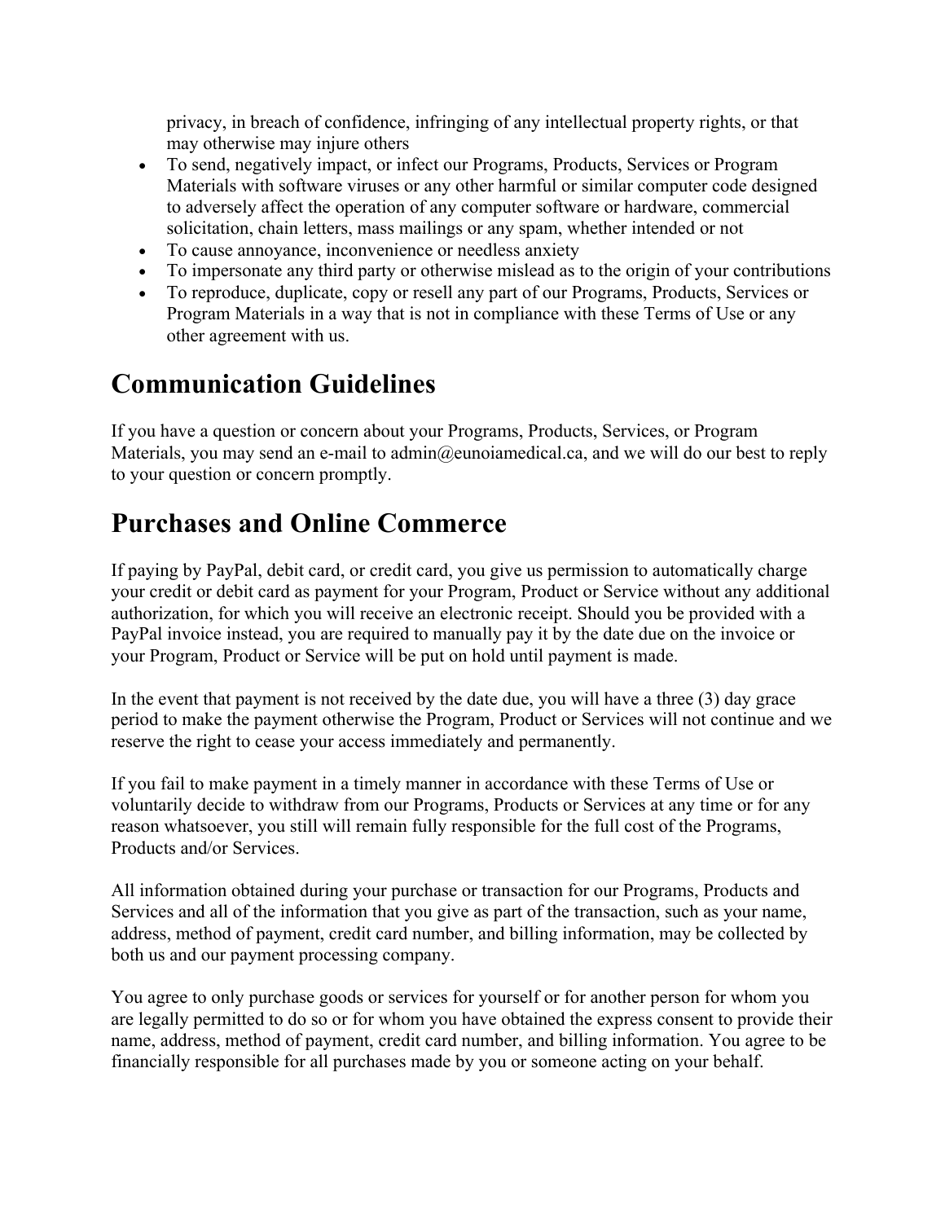privacy, in breach of confidence, infringing of any intellectual property rights, or that may otherwise may injure others

- To send, negatively impact, or infect our Programs, Products, Services or Program Materials with software viruses or any other harmful or similar computer code designed to adversely affect the operation of any computer software or hardware, commercial solicitation, chain letters, mass mailings or any spam, whether intended or not
- To cause annoyance, inconvenience or needless anxiety
- To impersonate any third party or otherwise mislead as to the origin of your contributions
- To reproduce, duplicate, copy or resell any part of our Programs, Products, Services or Program Materials in a way that is not in compliance with these Terms of Use or any other agreement with us.

# Communication Guidelines

If you have a question or concern about your Programs, Products, Services, or Program Materials, you may send an e-mail to admin@eunoiamedical.ca, and we will do our best to reply to your question or concern promptly.

# Purchases and Online Commerce

If paying by PayPal, debit card, or credit card, you give us permission to automatically charge your credit or debit card as payment for your Program, Product or Service without any additional authorization, for which you will receive an electronic receipt. Should you be provided with a PayPal invoice instead, you are required to manually pay it by the date due on the invoice or your Program, Product or Service will be put on hold until payment is made.

In the event that payment is not received by the date due, you will have a three (3) day grace period to make the payment otherwise the Program, Product or Services will not continue and we reserve the right to cease your access immediately and permanently.

If you fail to make payment in a timely manner in accordance with these Terms of Use or voluntarily decide to withdraw from our Programs, Products or Services at any time or for any reason whatsoever, you still will remain fully responsible for the full cost of the Programs, Products and/or Services.

All information obtained during your purchase or transaction for our Programs, Products and Services and all of the information that you give as part of the transaction, such as your name, address, method of payment, credit card number, and billing information, may be collected by both us and our payment processing company.

You agree to only purchase goods or services for yourself or for another person for whom you are legally permitted to do so or for whom you have obtained the express consent to provide their name, address, method of payment, credit card number, and billing information. You agree to be financially responsible for all purchases made by you or someone acting on your behalf.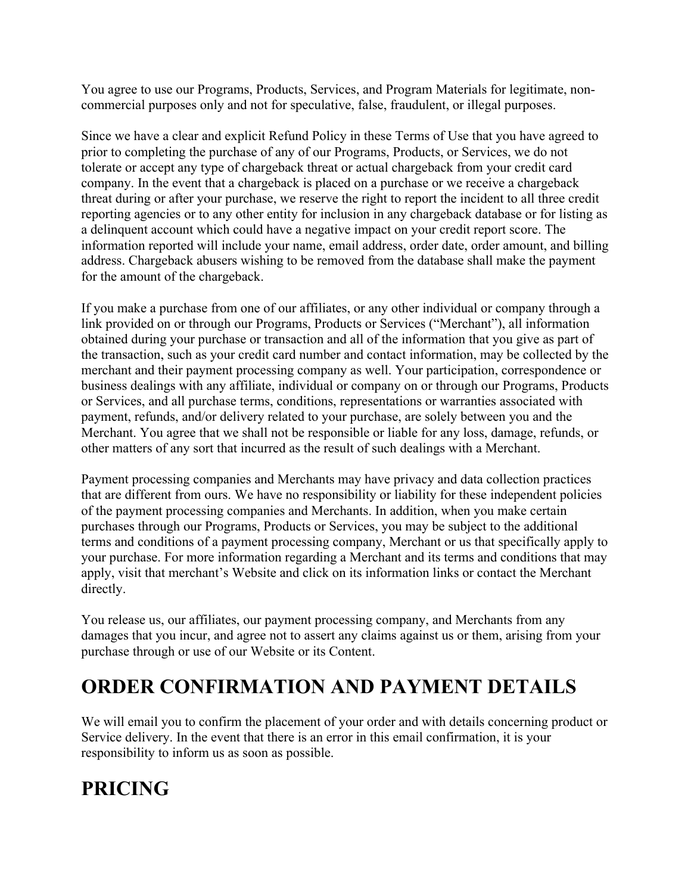You agree to use our Programs, Products, Services, and Program Materials for legitimate, non-commercial purposes only and not for speculative, false, fraudulent, or illegal purposes.

Since we have a clear and explicit Refund Policy in these Terms of Use that you have agreed to prior to completing the purchase of any of our Programs, Products, or Services, we do not tolerate or accept any type of chargeback threat or actual chargeback from your credit card company. In the event that a chargeback is placed on a purchase or we receive a chargeback threat during or after your purchase, we reserve the right to report the incident to all three credit reporting agencies or to any other entity for inclusion in any chargeback database or for listing as a delinquent account which could have a negative impact on your credit report score. The information reported will include your name, email address, order date, order amount, and billing address. Chargeback abusers wishing to be removed from the database shall make the payment for the amount of the chargeback.

If you make a purchase from one of our affiliates, or any other individual or company through a link provided on or through our Programs, Products or Services ("Merchant"), all information obtained during your purchase or transaction and all of the information that you give as part of the transaction, such as your credit card number and contact information, may be collected by the merchant and their payment processing company as well. Your participation, correspondence or business dealings with any affiliate, individual or company on or through our Programs, Products or Services, and all purchase terms, conditions, representations or warranties associated with payment, refunds, and/or delivery related to your purchase, are solely between you and the Merchant. You agree that we shall not be responsible or liable for any loss, damage, refunds, or other matters of any sort that incurred as the result of such dealings with a Merchant.

Payment processing companies and Merchants may have privacy and data collection practices that are different from ours. We have no responsibility or liability for these independent policies of the payment processing companies and Merchants. In addition, when you make certain purchases through our Programs, Products or Services, you may be subject to the additional terms and conditions of a payment processing company, Merchant or us that specifically apply to your purchase. For more information regarding a Merchant and its terms and conditions that may apply, visit that merchant's Website and click on its information links or contact the Merchant directly.

You release us, our affiliates, our payment processing company, and Merchants from any damages that you incur, and agree not to assert any claims against us or them, arising from your purchase through or use of our Website or its Content.

# ORDER CONFIRMATION AND PAYMENT DETAILS

We will email you to confirm the placement of your order and with details concerning product or Service delivery. In the event that there is an error in this email confirmation, it is your responsibility to inform us as soon as possible.

# PRICING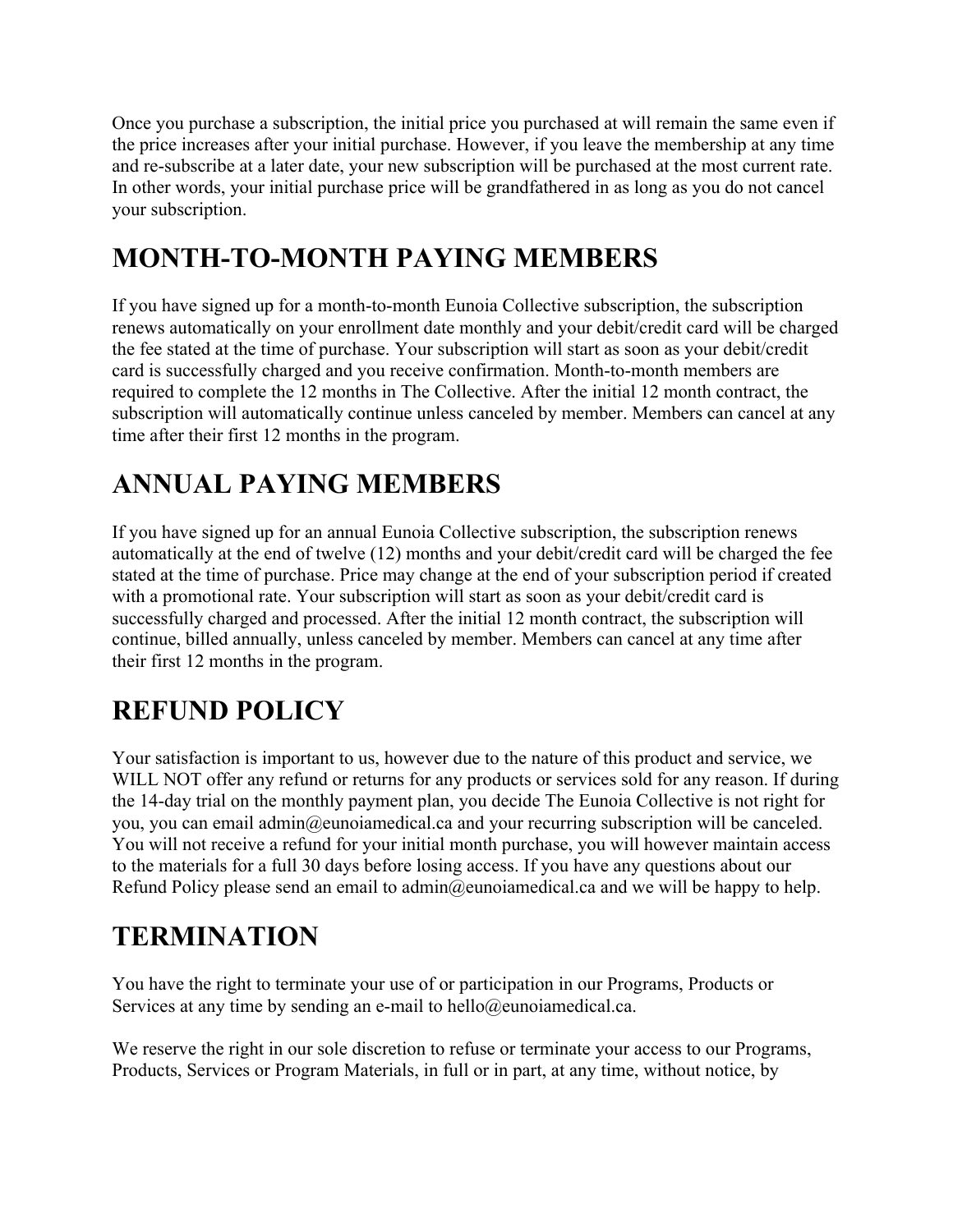Once you purchase a subscription, the initial price you purchased at will remain the same even if the price increases after your initial purchase. However, if you leave the membership at any time and re-subscribe at a later date, your new subscription will be purchased at the most current rate. In other words, your initial purchase price will be grandfathered in as long as you do not cancel your subscription.

# MONTH-TO-MONTH PAYING MEMBERS

If you have signed up for a month-to-month Eunoia Collective subscription, the subscription renews automatically on your enrollment date monthly and your debit/credit card will be charged the fee stated at the time of purchase. Your subscription will start as soon as your debit/credit card is successfully charged and you receive confirmation. Month-to-month members are required to complete the 12 months in The Collective. After the initial 12 month contract, the subscription will automatically continue unless canceled by member. Members can cancel at any time after their first 12 months in the program.

# ANNUAL PAYING MEMBERS

If you have signed up for an annual Eunoia Collective subscription, the subscription renews automatically at the end of twelve (12) months and your debit/credit card will be charged the fee stated at the time of purchase. Price may change at the end of your subscription period if created with a promotional rate. Your subscription will start as soon as your debit/credit card is successfully charged and processed. After the initial 12 month contract, the subscription will continue, billed annually, unless canceled by member. Members can cancel at any time after their first 12 months in the program.

# REFUND POLICY

Your satisfaction is important to us, however due to the nature of this product and service, we WILL NOT offer any refund or returns for any products or services sold for any reason. If during the 14-day trial on the monthly payment plan, you decide The Eunoia Collective is not right for you, you can email admin@eunoiamedical.ca and your recurring subscription will be canceled. You will not receive a refund for your initial month purchase, you will however maintain access to the materials for a full 30 days before losing access. If you have any questions about our Refund Policy please send an email to admin@eunoiamedical.ca and we will be happy to help.

# TERMINATION

You have the right to terminate your use of or participation in our Programs, Products or Services at any time by sending an e-mail to hello@eunoiamedical.ca.

We reserve the right in our sole discretion to refuse or terminate your access to our Programs, Products, Services or Program Materials, in full or in part, at any time, without notice, by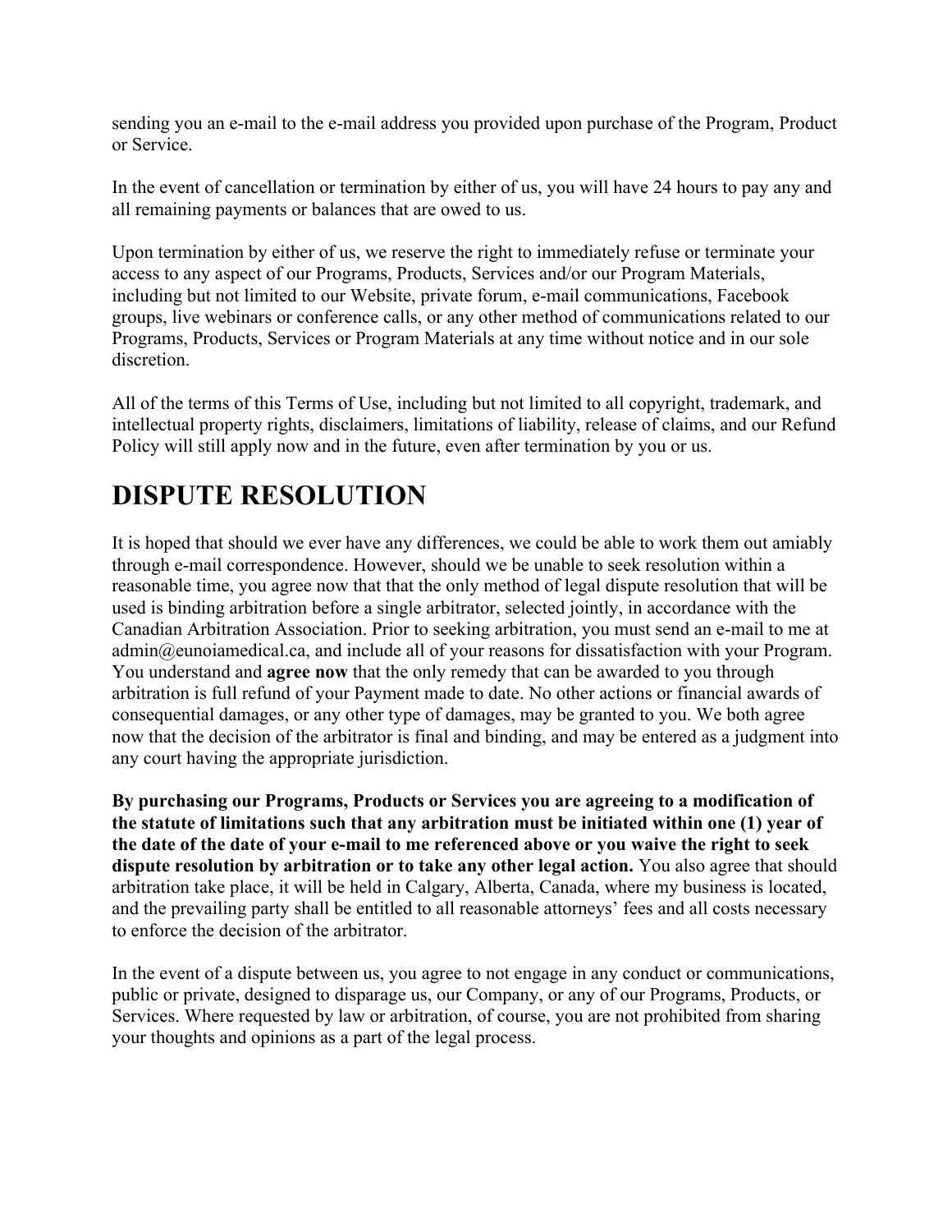sending you an e-mail to the e-mail address you provided upon purchase of the Program, Product or Service.

In the event of cancellation or termination by either of us, you will have 24 hours to pay any and all remaining payments or balances that are owed to us.

Upon termination by either of us, we reserve the right to immediately refuse or terminate your access to any aspect of our Programs, Products, Services and/or our Program Materials, including but not limited to our Website, private forum, e-mail communications, Facebook groups, live webinars or conference calls, or any other method of communications related to our Programs, Products, Services or Program Materials at any time without notice and in our sole discretion.

All of the terms of this Terms of Use, including but not limited to all copyright, trademark, and intellectual property rights, disclaimers, limitations of liability, release of claims, and our Refund Policy will still apply now and in the future, even after termination by you or us.

# DISPUTE RESOLUTION

It is hoped that should we ever have any differences, we could be able to work them out amiably through e-mail correspondence. However, should we be unable to seek resolution within a reasonable time, you agree now that that the only method of legal dispute resolution that will be used is binding arbitration before a single arbitrator, selected jointly, in accordance with the Canadian Arbitration Association. Prior to seeking arbitration, you must send an e-mail to me at admin@eunoiamedical.ca, and include all of your reasons for dissatisfaction with your Program. You understand and **agree now** that the only remedy that can be awarded to you through arbitration is full refund of your Payment made to date. No other actions or financial awards of consequential damages, or any other type of damages, may be granted to you. We both agree now that the decision of the arbitrator is final and binding, and may be entered as a judgment into any court having the appropriate jurisdiction.

**By purchasing our Programs, Products or Services you are agreeing to a modification of the statute of limitations such that any arbitration must be initiated within one (1) year of the date of the date of your e-mail to me referenced above or you waive the right to seek dispute resolution by arbitration or to take any other legal action.** You also agree that should arbitration take place, it will be held in Calgary, Alberta, Canada, where my business is located, and the prevailing party shall be entitled to all reasonable attorneys' fees and all costs necessary to enforce the decision of the arbitrator.

In the event of a dispute between us, you agree to not engage in any conduct or communications, public or private, designed to disparage us, our Company, or any of our Programs, Products, or Services. Where requested by law or arbitration, of course, you are not prohibited from sharing your thoughts and opinions as a part of the legal process.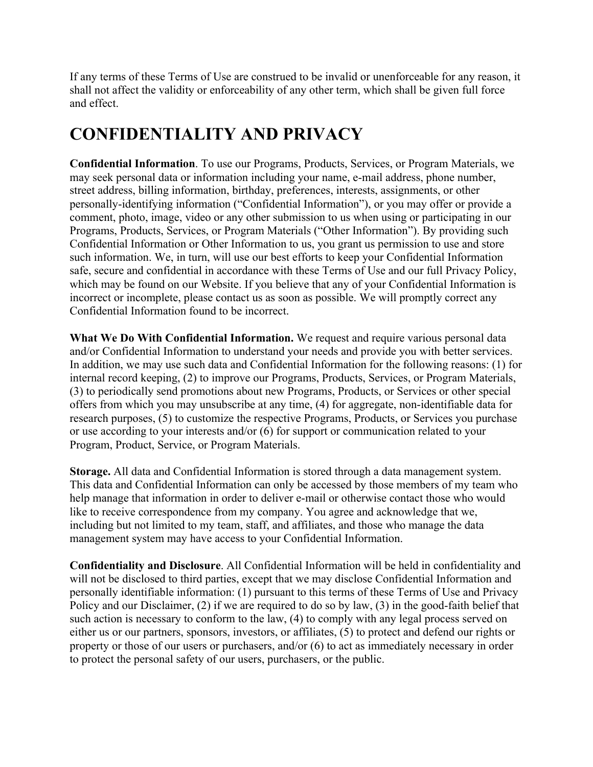If any terms of these Terms of Use are construed to be invalid or unenforceable for any reason, it shall not affect the validity or enforceability of any other term, which shall be given full force and effect.

# CONFIDENTIALITY AND PRIVACY

**Confidential Information**. To use our Programs, Products, Services, or Program Materials, we may seek personal data or information including your name, e-mail address, phone number, street address, billing information, birthday, preferences, interests, assignments, or other personally-identifying information ("Confidential Information"), or you may offer or provide a comment, photo, image, video or any other submission to us when using or participating in our Programs, Products, Services, or Program Materials ("Other Information"). By providing such Confidential Information or Other Information to us, you grant us permission to use and store such information. We, in turn, will use our best efforts to keep your Confidential Information safe, secure and confidential in accordance with these Terms of Use and our full Privacy Policy, which may be found on our Website. If you believe that any of your Confidential Information is incorrect or incomplete, please contact us as soon as possible. We will promptly correct any Confidential Information found to be incorrect.

**What We Do With Confidential Information.** We request and require various personal data and/or Confidential Information to understand your needs and provide you with better services. In addition, we may use such data and Confidential Information for the following reasons: (1) for internal record keeping, (2) to improve our Programs, Products, Services, or Program Materials, (3) to periodically send promotions about new Programs, Products, or Services or other special offers from which you may unsubscribe at any time, (4) for aggregate, non-identifiable data for research purposes, (5) to customize the respective Programs, Products, or Services you purchase or use according to your interests and/or (6) for support or communication related to your Program, Product, Service, or Program Materials.

**Storage.** All data and Confidential Information is stored through a data management system. This data and Confidential Information can only be accessed by those members of my team who help manage that information in order to deliver e-mail or otherwise contact those who would like to receive correspondence from my company. You agree and acknowledge that we, including but not limited to my team, staff, and affiliates, and those who manage the data management system may have access to your Confidential Information.

**Confidentiality and Disclosure**. All Confidential Information will be held in confidentiality and will not be disclosed to third parties, except that we may disclose Confidential Information and personally identifiable information: (1) pursuant to this terms of these Terms of Use and Privacy Policy and our Disclaimer, (2) if we are required to do so by law, (3) in the good-faith belief that such action is necessary to conform to the law, (4) to comply with any legal process served on either us or our partners, sponsors, investors, or affiliates, (5) to protect and defend our rights or property or those of our users or purchasers, and/or (6) to act as immediately necessary in order to protect the personal safety of our users, purchasers, or the public.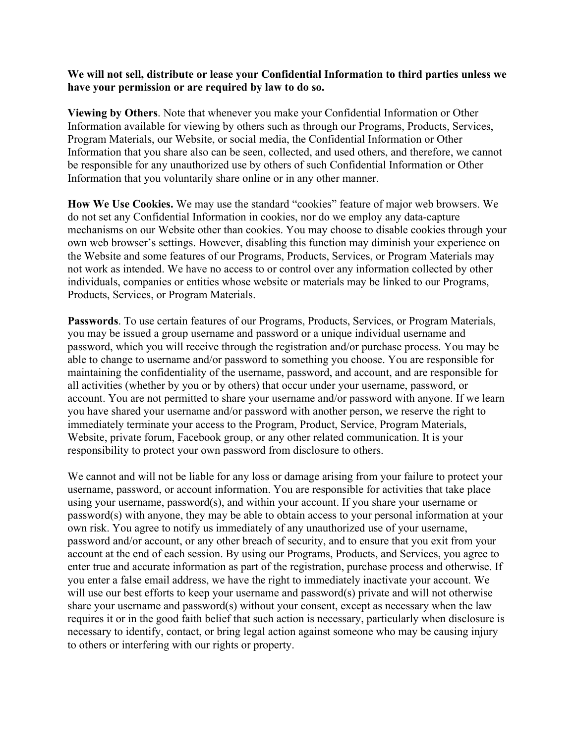**We will not sell, distribute or lease your Confidential Information to third parties unless we have your permission or are required by law to do so.**

**Viewing by Others**. Note that whenever you make your Confidential Information or Other Information available for viewing by others such as through our Programs, Products, Services, Program Materials, our Website, or social media, the Confidential Information or Other Information that you share also can be seen, collected, and used others, and therefore, we cannot be responsible for any unauthorized use by others of such Confidential Information or Other Information that you voluntarily share online or in any other manner.

**How We Use Cookies.** We may use the standard "cookies" feature of major web browsers. We do not set any Confidential Information in cookies, nor do we employ any data-capture mechanisms on our Website other than cookies. You may choose to disable cookies through your own web browser's settings. However, disabling this function may diminish your experience on the Website and some features of our Programs, Products, Services, or Program Materials may not work as intended. We have no access to or control over any information collected by other individuals, companies or entities whose website or materials may be linked to our Programs, Products, Services, or Program Materials.

**Passwords**. To use certain features of our Programs, Products, Services, or Program Materials, you may be issued a group username and password or a unique individual username and password, which you will receive through the registration and/or purchase process. You may be able to change to username and/or password to something you choose. You are responsible for maintaining the confidentiality of the username, password, and account, and are responsible for all activities (whether by you or by others) that occur under your username, password, or account. You are not permitted to share your username and/or password with anyone. If we learn you have shared your username and/or password with another person, we reserve the right to immediately terminate your access to the Program, Product, Service, Program Materials, Website, private forum, Facebook group, or any other related communication. It is your responsibility to protect your own password from disclosure to others.

We cannot and will not be liable for any loss or damage arising from your failure to protect your username, password, or account information. You are responsible for activities that take place using your username, password(s), and within your account. If you share your username or password(s) with anyone, they may be able to obtain access to your personal information at your own risk. You agree to notify us immediately of any unauthorized use of your username, password and/or account, or any other breach of security, and to ensure that you exit from your account at the end of each session. By using our Programs, Products, and Services, you agree to enter true and accurate information as part of the registration, purchase process and otherwise. If you enter a false email address, we have the right to immediately inactivate your account. We will use our best efforts to keep your username and password(s) private and will not otherwise share your username and password(s) without your consent, except as necessary when the law requires it or in the good faith belief that such action is necessary, particularly when disclosure is necessary to identify, contact, or bring legal action against someone who may be causing injury to others or interfering with our rights or property.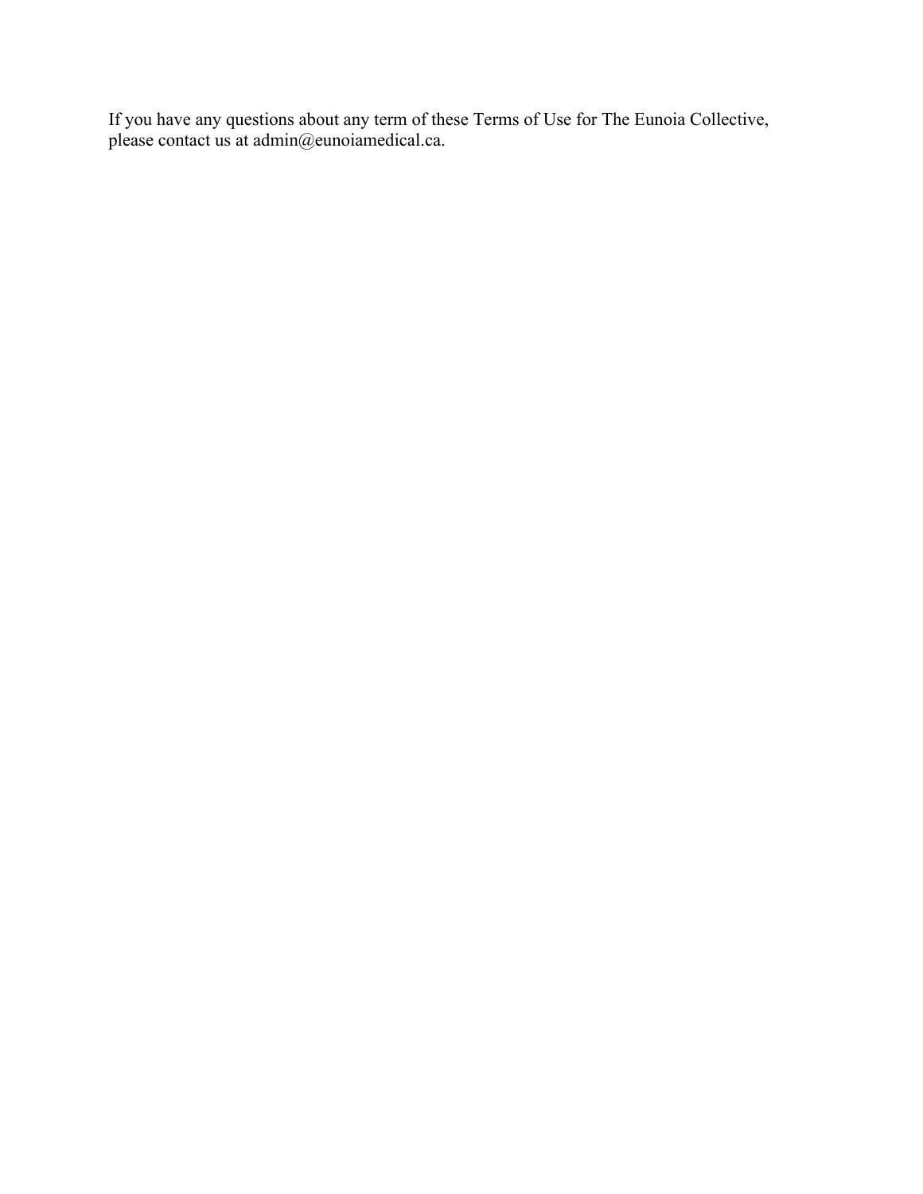If you have any questions about any term of these Terms of Use for The Eunoia Collective, please contact us at admin@eunoiamedical.ca.